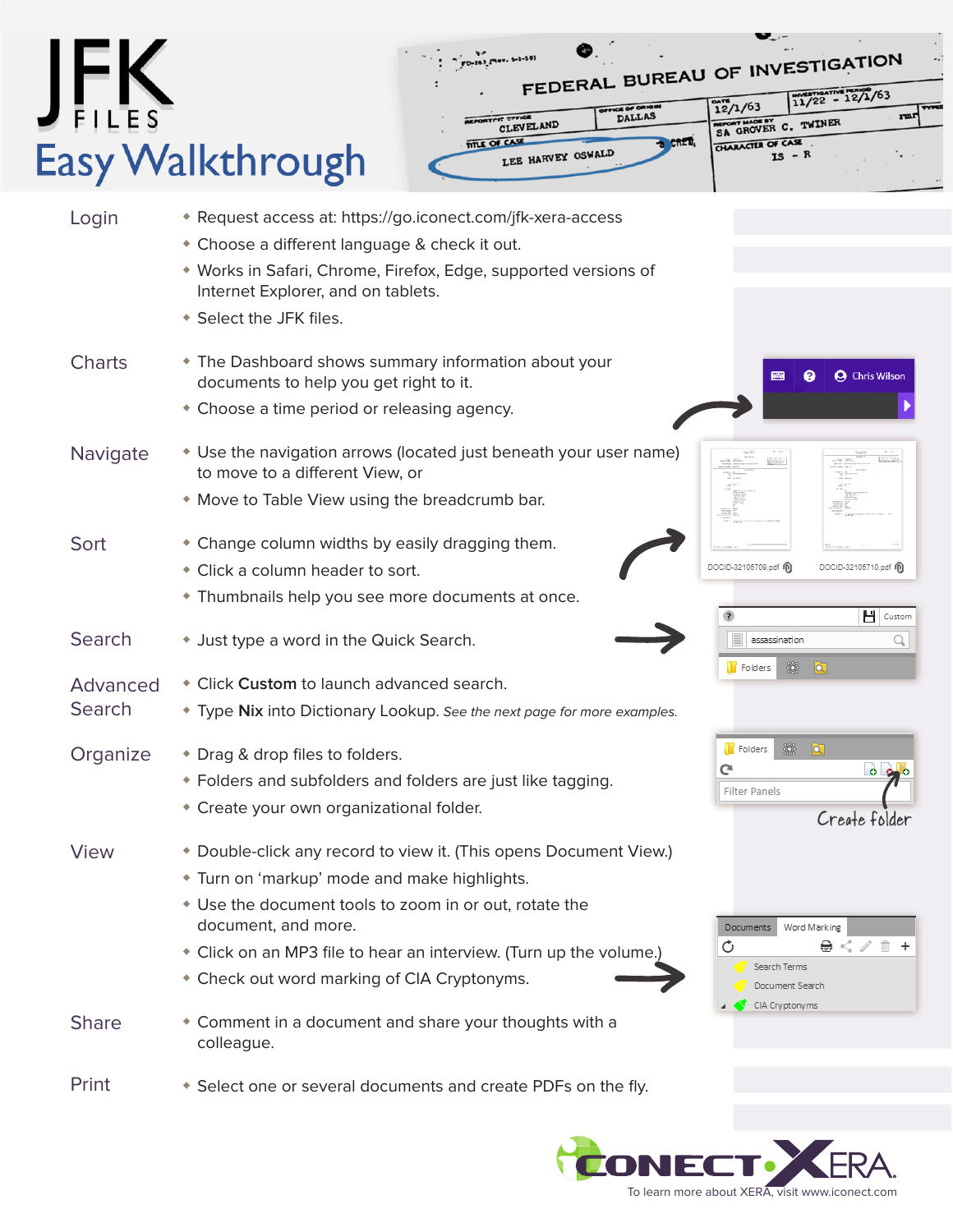# JFK FILES Easy Walkthrough

## Login

- Request access at: https://go.iconect.com/jfk-xera-access
- Choose a different language & check it out.
- Works in Safari, Chrome, Firefox, Edge, supported versions of Internet Explorer, and on tablets.
- Select the JFK files.

## Charts

- The Dashboard shows summary information about your documents to help you get right to it.
- Choose a time period or releasing agency.

## Navigate

- Use the navigation arrows (located just beneath your user name) to move to a different View, or
- Move to Table View using the breadcrumb bar.

## Sort

- Change column widths by easily dragging them.
- Click a column header to sort.
- Thumbnails help you see more documents at once.

## Search

- Just type a word in the Quick Search.

## Advanced Search

- Click **Custom** to launch advanced search.
- Type **Nix** into Dictionary Lookup. *See the next page for more examples.*

## Organize

- Drag & drop files to folders.
- Folders and subfolders and folders are just like tagging.
- Create your own organizational folder.

Create folder

## View

- Double-click any record to view it. (This opens Document View.)
- Turn on 'markup' mode and make highlights.
- Use the document tools to zoom in or out, rotate the document, and more.
- Click on an MP3 file to hear an interview. (Turn up the volume.)
- Check out word marking of CIA Cryptonyms.

## Share

- Comment in a document and share your thoughts with a colleague.

## Print

- Select one or several documents and create PDFs on the fly.

To learn more about XERA, visit www.iconect.com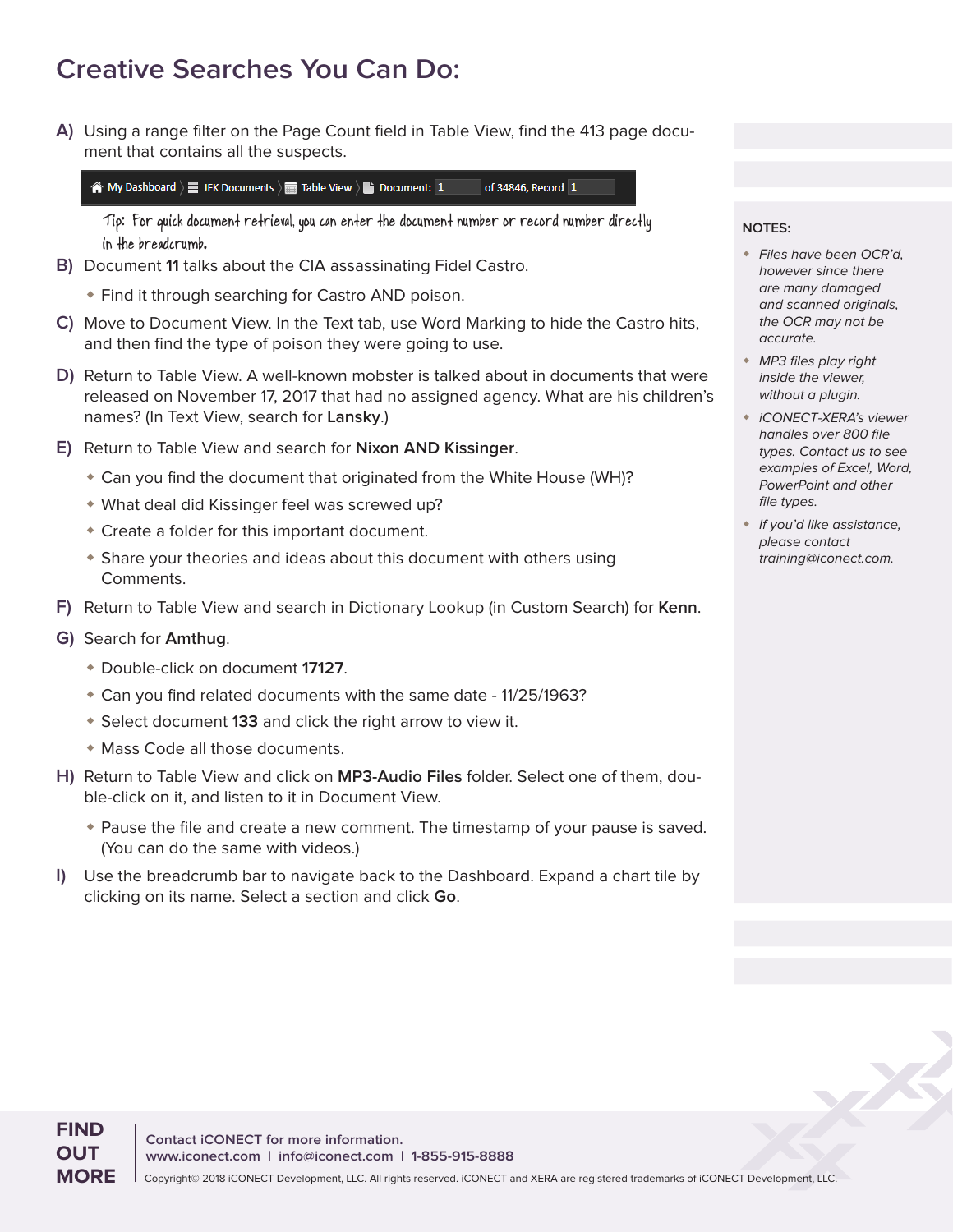# Creative Searches You Can Do:

**A)** Using a range filter on the Page Count field in Table View, find the 413 page document that contains all the suspects.

My Dashboard 〉 JFK Documents 〉 Table View 〉 Document: 1 of 34846, Record 1

Tip: For quick document retrieval, you can enter the document number or record number directly in the breadcrumb.

**B)** Document **11** talks about the CIA assassinating Fidel Castro.

- Find it through searching for Castro AND poison.

**C)** Move to Document View. In the Text tab, use Word Marking to hide the Castro hits, and then find the type of poison they were going to use.

**D)** Return to Table View. A well-known mobster is talked about in documents that were released on November 17, 2017 that had no assigned agency. What are his children's names? (In Text View, search for **Lansky**.)

**E)** Return to Table View and search for **Nixon AND Kissinger**.

- Can you find the document that originated from the White House (WH)?
- What deal did Kissinger feel was screwed up?
- Create a folder for this important document.
- Share your theories and ideas about this document with others using Comments.

**F)** Return to Table View and search in Dictionary Lookup (in Custom Search) for **Kenn**.

**G)** Search for **Amthug**.

- Double-click on document **17127**.
- Can you find related documents with the same date - 11/25/1963?
- Select document **133** and click the right arrow to view it.
- Mass Code all those documents.

**H)** Return to Table View and click on **MP3-Audio Files** folder. Select one of them, double-click on it, and listen to it in Document View.

- Pause the file and create a new comment. The timestamp of your pause is saved. (You can do the same with videos.)

**I)** Use the breadcrumb bar to navigate back to the Dashboard. Expand a chart tile by clicking on its name. Select a section and click **Go**.

**NOTES:**

- *Files have been OCR'd, however since there are many damaged and scanned originals, the OCR may not be accurate.*
- *MP3 files play right inside the viewer, without a plugin.*
- *iCONECT-XERA's viewer handles over 800 file types. Contact us to see examples of Excel, Word, PowerPoint and other file types.*
- *If you'd like assistance, please contact training@iconect.com.*

**FIND OUT MORE**

Contact iCONECT for more information.
www.iconect.com | info@iconect.com | 1-855-915-8888

Copyright© 2018 iCONECT Development, LLC. All rights reserved. iCONECT and XERA are registered trademarks of iCONECT Development, LLC.